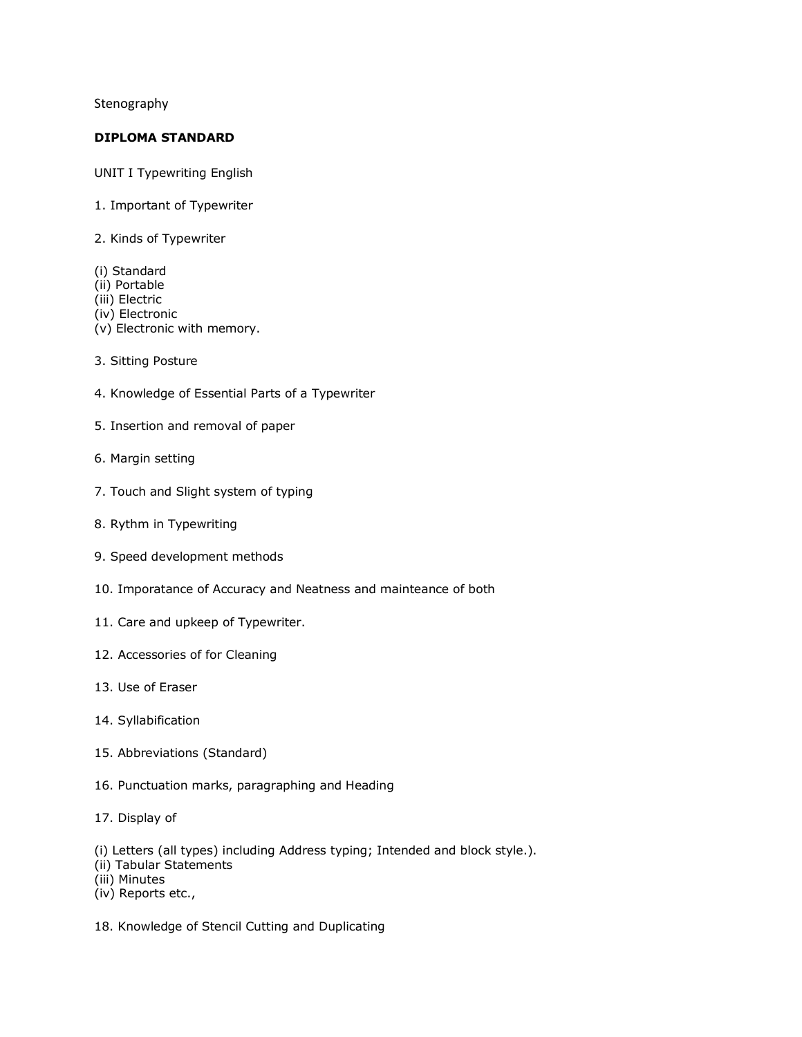Stenography

**DIPLOMA STANDARD**

UNIT I Typewriting English

1. Important of Typewriter

2. Kinds of Typewriter

(i) Standard
(ii) Portable
(iii) Electric
(iv) Electronic
(v) Electronic with memory.

3. Sitting Posture

4. Knowledge of Essential Parts of a Typewriter

5. Insertion and removal of paper

6. Margin setting

7. Touch and Slight system of typing

8. Rythm in Typewriting

9. Speed development methods

10. Imporatance of Accuracy and Neatness and mainteance of both

11. Care and upkeep of Typewriter.

12. Accessories of for Cleaning

13. Use of Eraser

14. Syllabification

15. Abbreviations (Standard)

16. Punctuation marks, paragraphing and Heading

17. Display of

(i) Letters (all types) including Address typing; Intended and block style.).
(ii) Tabular Statements
(iii) Minutes
(iv) Reports etc.,

18. Knowledge of Stencil Cutting and Duplicating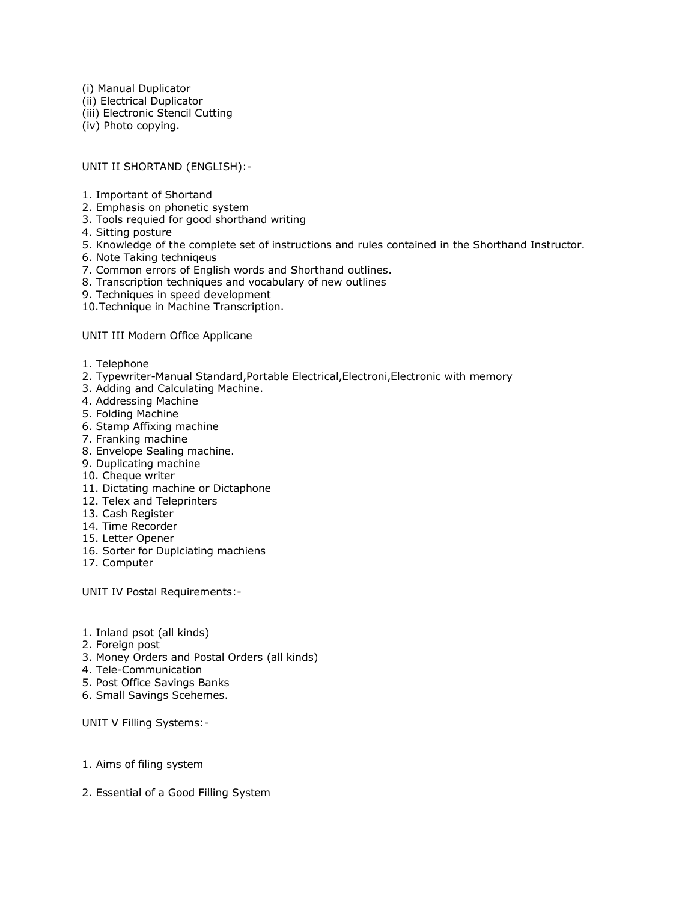(i) Manual Duplicator
(ii) Electrical Duplicator
(iii) Electronic Stencil Cutting
(iv) Photo copying.

UNIT II SHORTAND (ENGLISH):-

1. Important of Shortand
2. Emphasis on phonetic system
3. Tools requied for good shorthand writing
4. Sitting posture
5. Knowledge of the complete set of instructions and rules contained in the Shorthand Instructor.
6. Note Taking techniqeus
7. Common errors of English words and Shorthand outlines.
8. Transcription techniques and vocabulary of new outlines
9. Techniques in speed development
10. Technique in Machine Transcription.

UNIT III Modern Office Applicane

1. Telephone
2. Typewriter-Manual Standard,Portable Electrical,Electroni,Electronic with memory
3. Adding and Calculating Machine.
4. Addressing Machine
5. Folding Machine
6. Stamp Affixing machine
7. Franking machine
8. Envelope Sealing machine.
9. Duplicating machine
10. Cheque writer
11. Dictating machine or Dictaphone
12. Telex and Teleprinters
13. Cash Register
14. Time Recorder
15. Letter Opener
16. Sorter for Duplciating machiens
17. Computer

UNIT IV Postal Requirements:-

1. Inland psot (all kinds)
2. Foreign post
3. Money Orders and Postal Orders (all kinds)
4. Tele-Communication
5. Post Office Savings Banks
6. Small Savings Scehemes.

UNIT V Filling Systems:-

1. Aims of filing system

2. Essential of a Good Filling System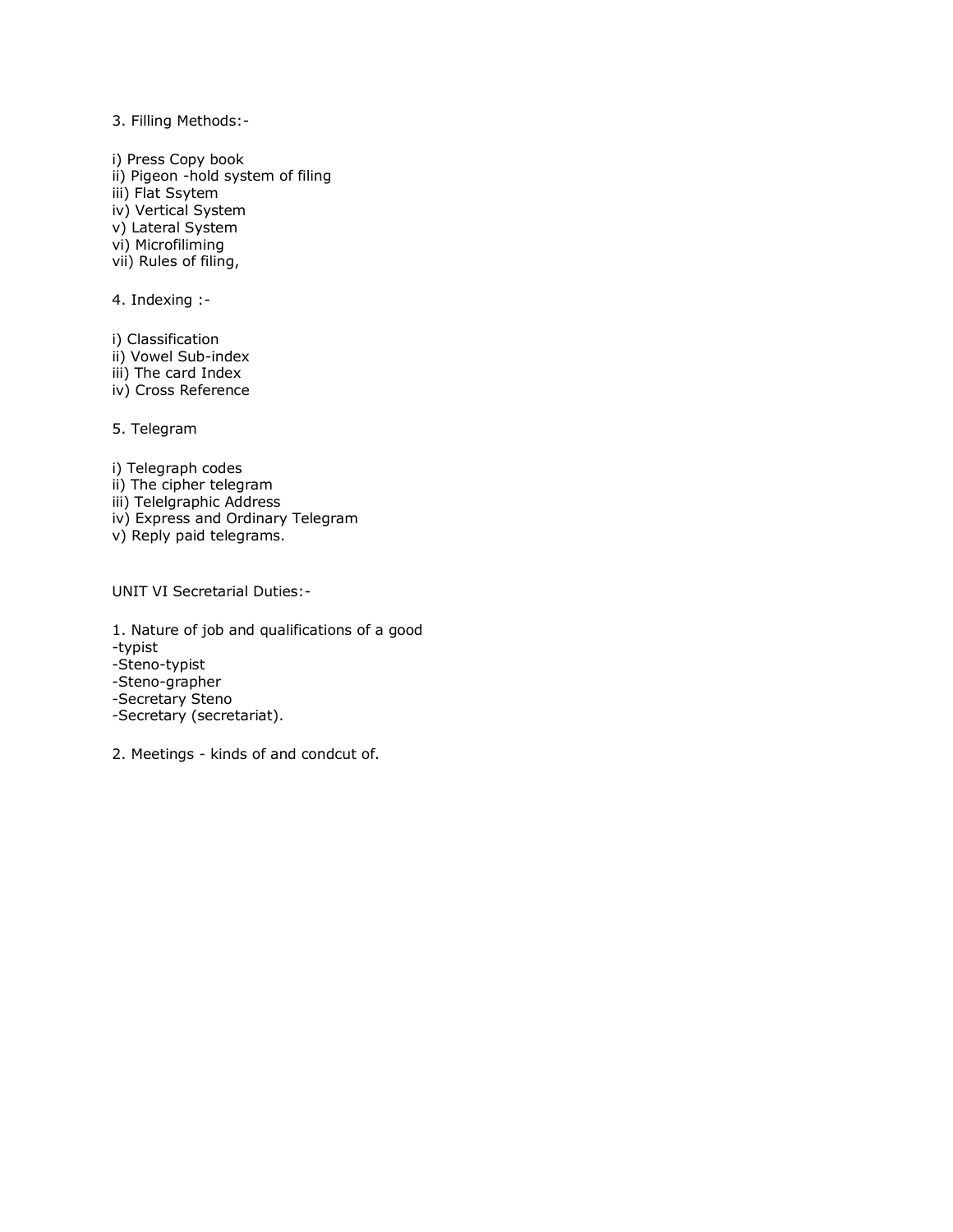3. Filling Methods:-

i) Press Copy book
ii) Pigeon -hold system of filing
iii) Flat Ssytem
iv) Vertical System
v) Lateral System
vi) Microfiliming
vii) Rules of filing,

4. Indexing :-

i) Classification
ii) Vowel Sub-index
iii) The card Index
iv) Cross Reference

5. Telegram

i) Telegraph codes
ii) The cipher telegram
iii) Telelgraphic Address
iv) Express and Ordinary Telegram
v) Reply paid telegrams.

UNIT VI Secretarial Duties:-

1. Nature of job and qualifications of a good
-typist
-Steno-typist
-Steno-grapher
-Secretary Steno
-Secretary (secretariat).

2. Meetings - kinds of and condcut of.